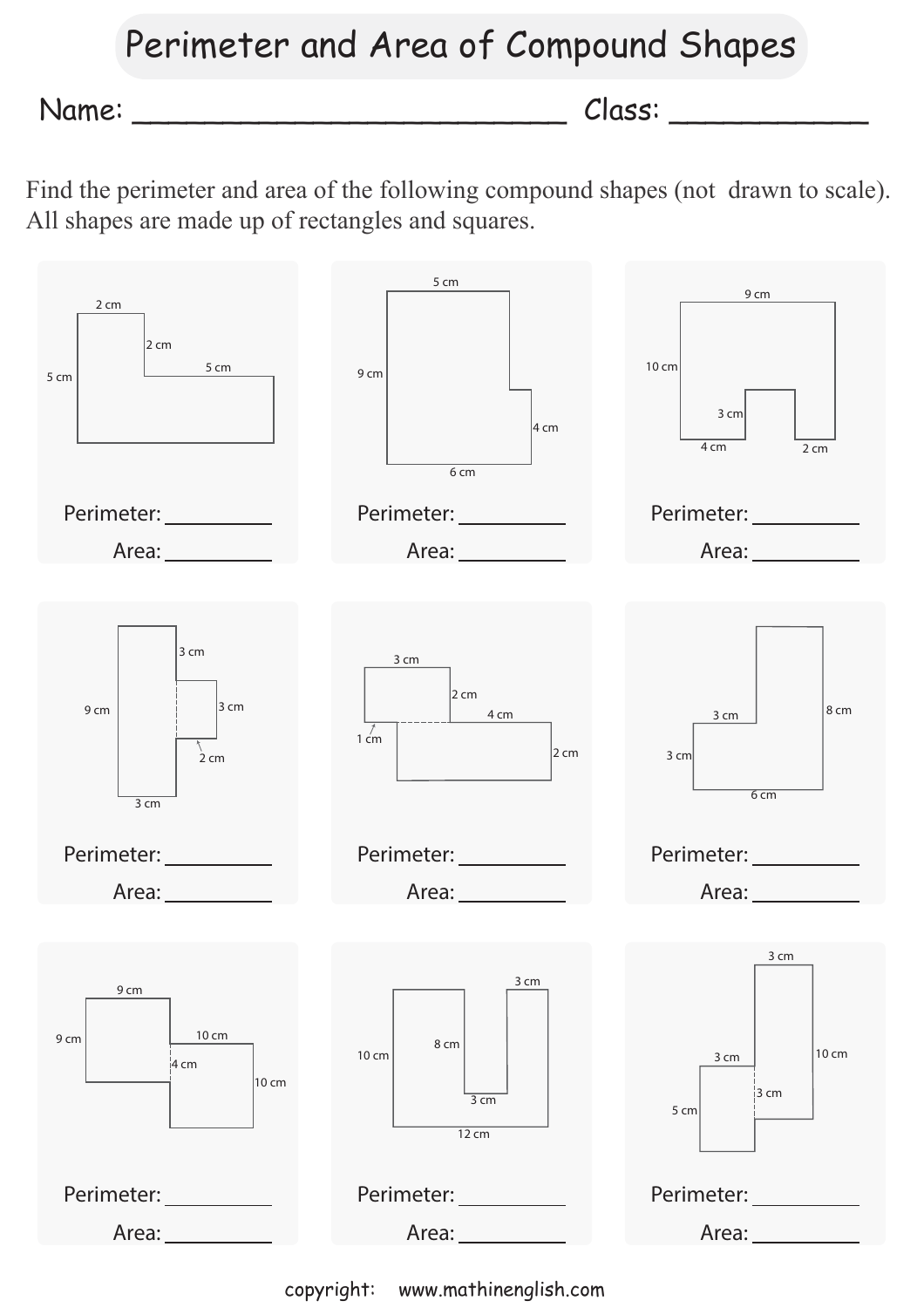# Perimeter and Area of Compound Shapes

Name: ________________________ Class: ___________

Find the perimeter and area of the following compound shapes (not drawn to scale). All shapes are made up of rectangles and squares.

2 cm
2 cm
5 cm
5 cm

Perimeter: __________
Area: __________

5 cm
9 cm
4 cm
6 cm

Perimeter: __________
Area: __________

9 cm
10 cm
3 cm
4 cm
2 cm

Perimeter: __________
Area: __________

3 cm
9 cm
3 cm
2 cm
3 cm

Perimeter: __________
Area: __________

3 cm
2 cm
4 cm
1 cm
2 cm

Perimeter: __________
Area: __________

8 cm
3 cm
3 cm
6 cm

Perimeter: __________
Area: __________

9 cm
9 cm
10 cm
4 cm
10 cm

Perimeter: __________
Area: __________

3 cm
10 cm
8 cm
3 cm
12 cm

Perimeter: __________
Area: __________

3 cm
3 cm
10 cm
3 cm
5 cm

Perimeter: __________
Area: __________

copyright: www.mathinenglish.com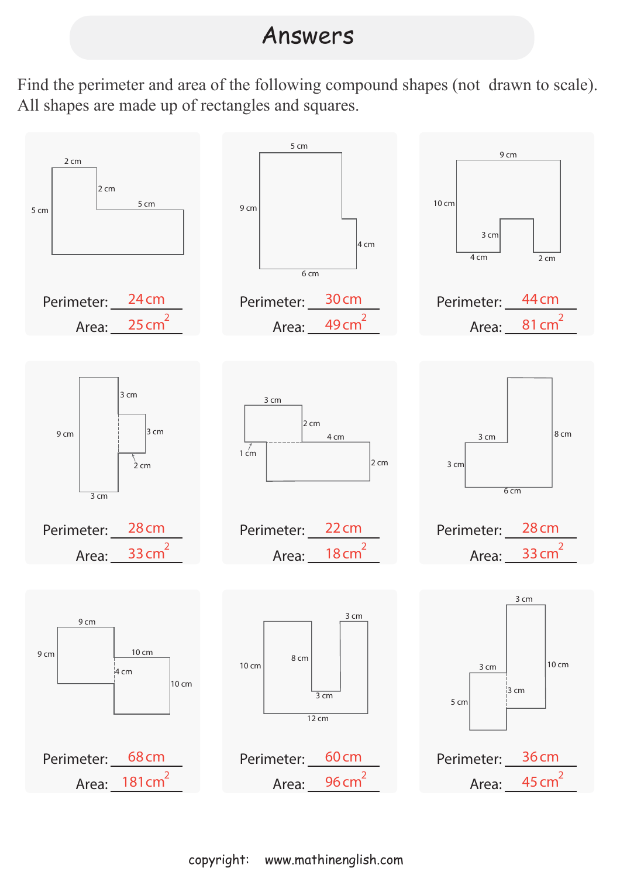# Answers

Find the perimeter and area of the following compound shapes (not drawn to scale). All shapes are made up of rectangles and squares.

2 cm
2 cm
5 cm
5 cm

Perimeter: 24 cm

Area: 25 $cm^2$

5 cm
9 cm
4 cm
6 cm

Perimeter: 30 cm

Area: 49 $cm^2$

9 cm
10 cm
3 cm
4 cm
2 cm

Perimeter: 44 cm

Area: 81 $cm^2$

3 cm
9 cm
3 cm
2 cm
3 cm

Perimeter: 28 cm

Area: 33 $cm^2$

3 cm
2 cm
4 cm
1 cm
2 cm

Perimeter: 22 cm

Area: 18 $cm^2$

3 cm
8 cm
3 cm
6 cm

Perimeter: 28 cm

Area: 33 $cm^2$

9 cm
9 cm
10 cm
4 cm
10 cm

Perimeter: 68 cm

Area: 181 $cm^2$

3 cm
10 cm
8 cm
3 cm
12 cm

Perimeter: 60 cm

Area: 96 $cm^2$

3 cm
3 cm
10 cm
3 cm
5 cm

Perimeter: 36 cm

Area: 45 $cm^2$

copyright: www.mathinenglish.com